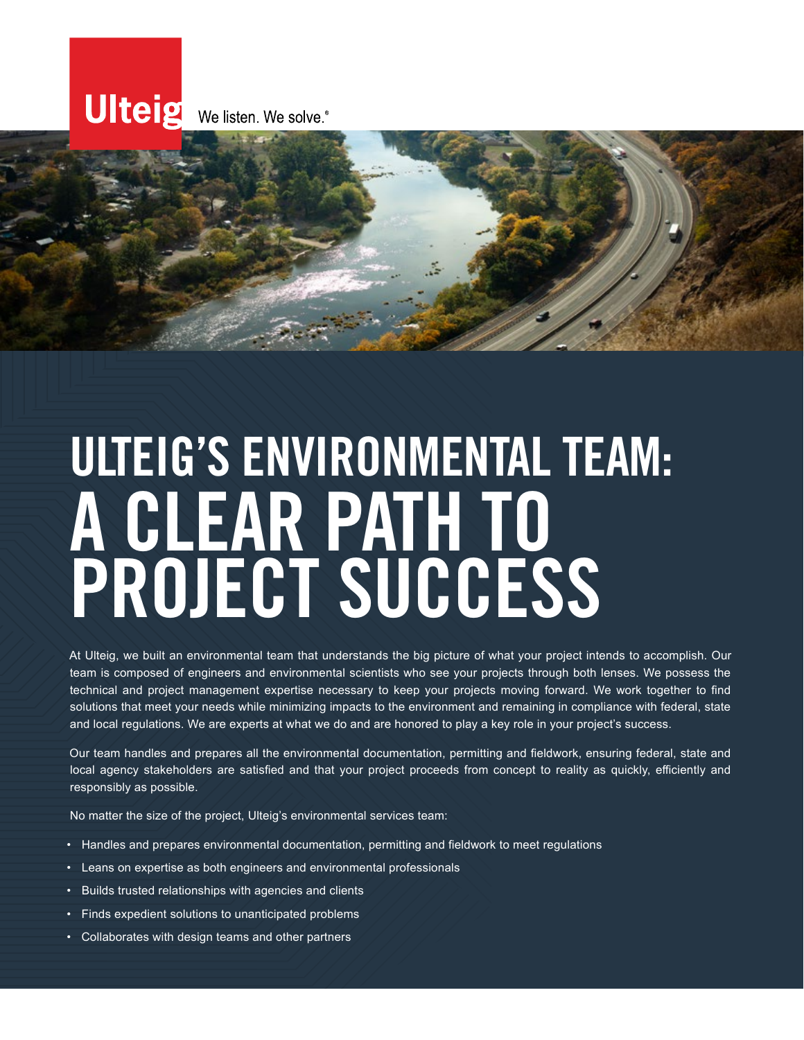Ulteig We listen. We solve.®

# ULTEIG'S ENVIRONMENTAL TEAM: A CLEAR PATH TO PROJECT SUCCESS

At Ulteig, we built an environmental team that understands the big picture of what your project intends to accomplish. Our team is composed of engineers and environmental scientists who see your projects through both lenses. We possess the technical and project management expertise necessary to keep your projects moving forward. We work together to find solutions that meet your needs while minimizing impacts to the environment and remaining in compliance with federal, state and local regulations. We are experts at what we do and are honored to play a key role in your project's success.

Our team handles and prepares all the environmental documentation, permitting and fieldwork, ensuring federal, state and local agency stakeholders are satisfied and that your project proceeds from concept to reality as quickly, efficiently and responsibly as possible.

No matter the size of the project, Ulteig's environmental services team:

- Handles and prepares environmental documentation, permitting and fieldwork to meet regulations
- Leans on expertise as both engineers and environmental professionals
- Builds trusted relationships with agencies and clients
- Finds expedient solutions to unanticipated problems
- Collaborates with design teams and other partners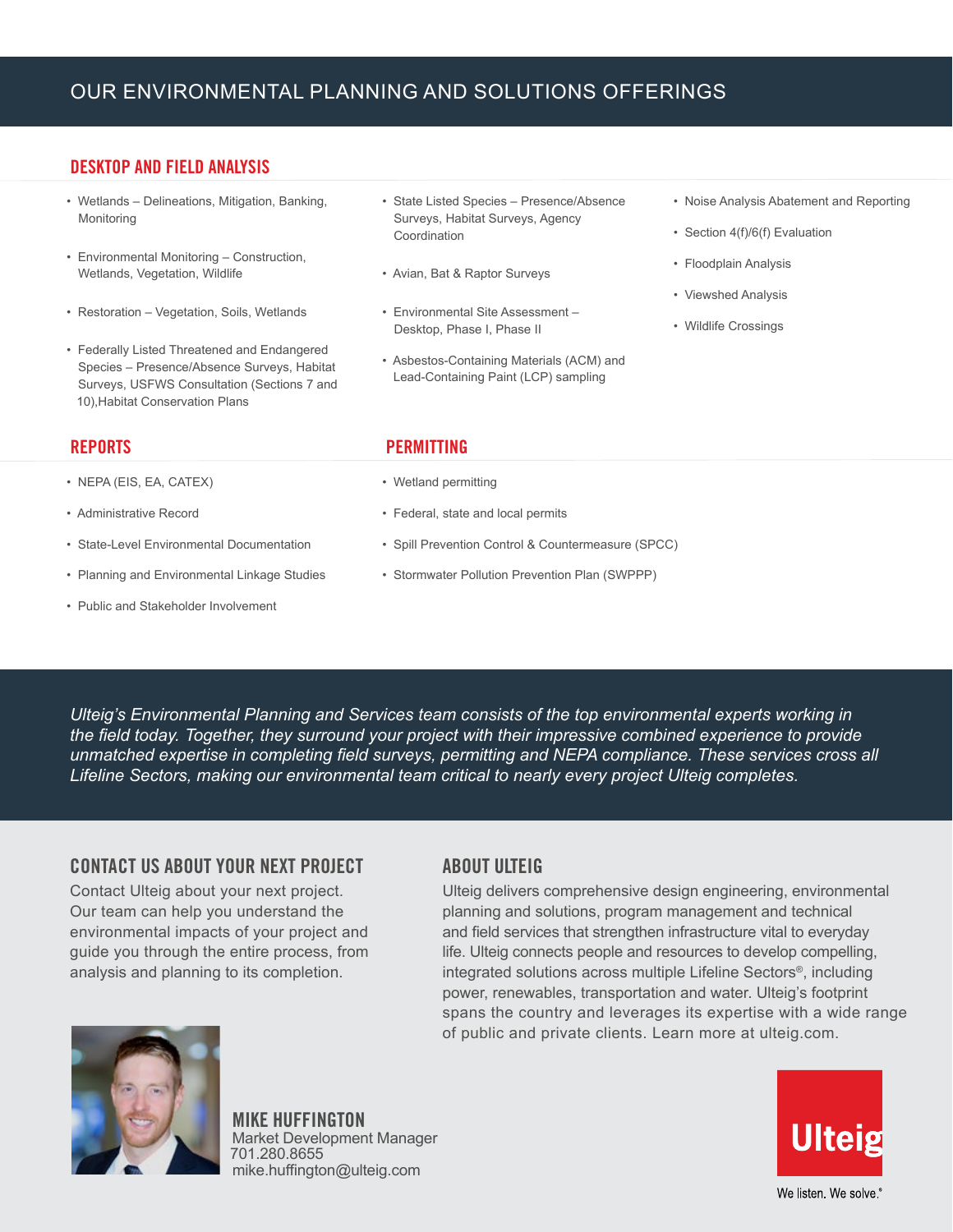# OUR ENVIRONMENTAL PLANNING AND SOLUTIONS OFFERINGS

## DESKTOP AND FIELD ANALYSIS

- Wetlands – Delineations, Mitigation, Banking, Monitoring
- Environmental Monitoring – Construction, Wetlands, Vegetation, Wildlife
- Restoration – Vegetation, Soils, Wetlands
- Federally Listed Threatened and Endangered Species – Presence/Absence Surveys, Habitat Surveys, USFWS Consultation (Sections 7 and 10),Habitat Conservation Plans
- State Listed Species – Presence/Absence Surveys, Habitat Surveys, Agency Coordination
- Avian, Bat & Raptor Surveys
- Environmental Site Assessment – Desktop, Phase I, Phase II
- Asbestos-Containing Materials (ACM) and Lead-Containing Paint (LCP) sampling
- Noise Analysis Abatement and Reporting
- Section 4(f)/6(f) Evaluation
- Floodplain Analysis
- Viewshed Analysis
- Wildlife Crossings

## REPORTS

- NEPA (EIS, EA, CATEX)
- Administrative Record
- State-Level Environmental Documentation
- Planning and Environmental Linkage Studies
- Public and Stakeholder Involvement

## PERMITTING

- Wetland permitting
- Federal, state and local permits
- Spill Prevention Control & Countermeasure (SPCC)
- Stormwater Pollution Prevention Plan (SWPPP)

*Ulteig's Environmental Planning and Services team consists of the top environmental experts working in the field today. Together, they surround your project with their impressive combined experience to provide unmatched expertise in completing field surveys, permitting and NEPA compliance. These services cross all Lifeline Sectors, making our environmental team critical to nearly every project Ulteig completes.*

## CONTACT US ABOUT YOUR NEXT PROJECT

Contact Ulteig about your next project. Our team can help you understand the environmental impacts of your project and guide you through the entire process, from analysis and planning to its completion.

**MIKE HUFFINGTON**
Market Development Manager
701.280.8655
mike.huffington@ulteig.com

## ABOUT ULTEIG

Ulteig delivers comprehensive design engineering, environmental planning and solutions, program management and technical and field services that strengthen infrastructure vital to everyday life. Ulteig connects people and resources to develop compelling, integrated solutions across multiple Lifeline Sectors®, including power, renewables, transportation and water. Ulteig's footprint spans the country and leverages its expertise with a wide range of public and private clients. Learn more at ulteig.com.

Ulteig

We listen. We solve.®